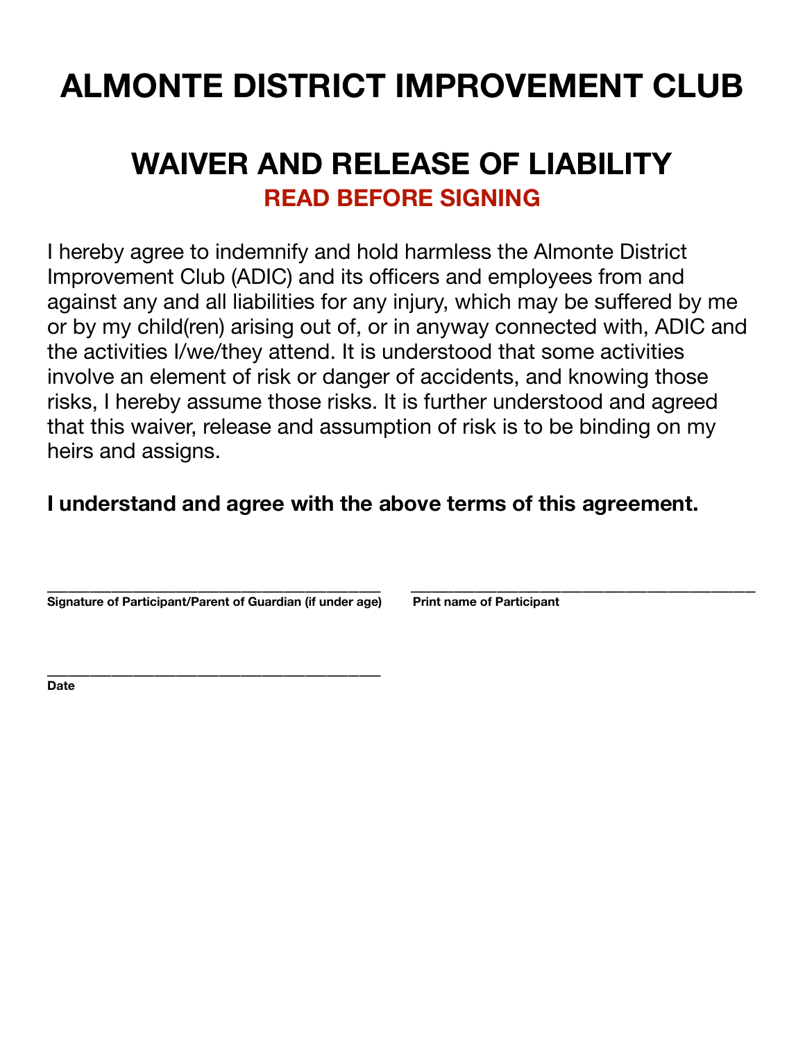# ALMONTE DISTRICT IMPROVEMENT CLUB

## WAIVER AND RELEASE OF LIABILITY

**READ BEFORE SIGNING**

I hereby agree to indemnify and hold harmless the Almonte District Improvement Club (ADIC) and its officers and employees from and against any and all liabilities for any injury, which may be suffered by me or by my child(ren) arising out of, or in anyway connected with, ADIC and the activities I/we/they attend. It is understood that some activities involve an element of risk or danger of accidents, and knowing those risks, I hereby assume those risks. It is further understood and agreed that this waiver, release and assumption of risk is to be binding on my heirs and assigns.

**I understand and agree with the above terms of this agreement.**

\_\_\_\_\_\_\_\_\_\_\_\_\_\_\_\_\_\_\_\_\_\_\_\_\_\_\_\_\_\_\_\_\_\_\_\_\_\_\_\_\_\_
**Signature of Participant/Parent of Guardian (if under age)**

\_\_\_\_\_\_\_\_\_\_\_\_\_\_\_\_\_\_\_\_\_\_\_\_\_\_\_\_\_\_\_\_\_\_\_\_\_\_\_\_\_\_
**Print name of Participant**

\_\_\_\_\_\_\_\_\_\_\_\_\_\_\_\_\_\_\_\_\_\_\_\_\_\_\_\_\_\_\_\_\_\_\_\_\_\_\_\_\_\_
**Date**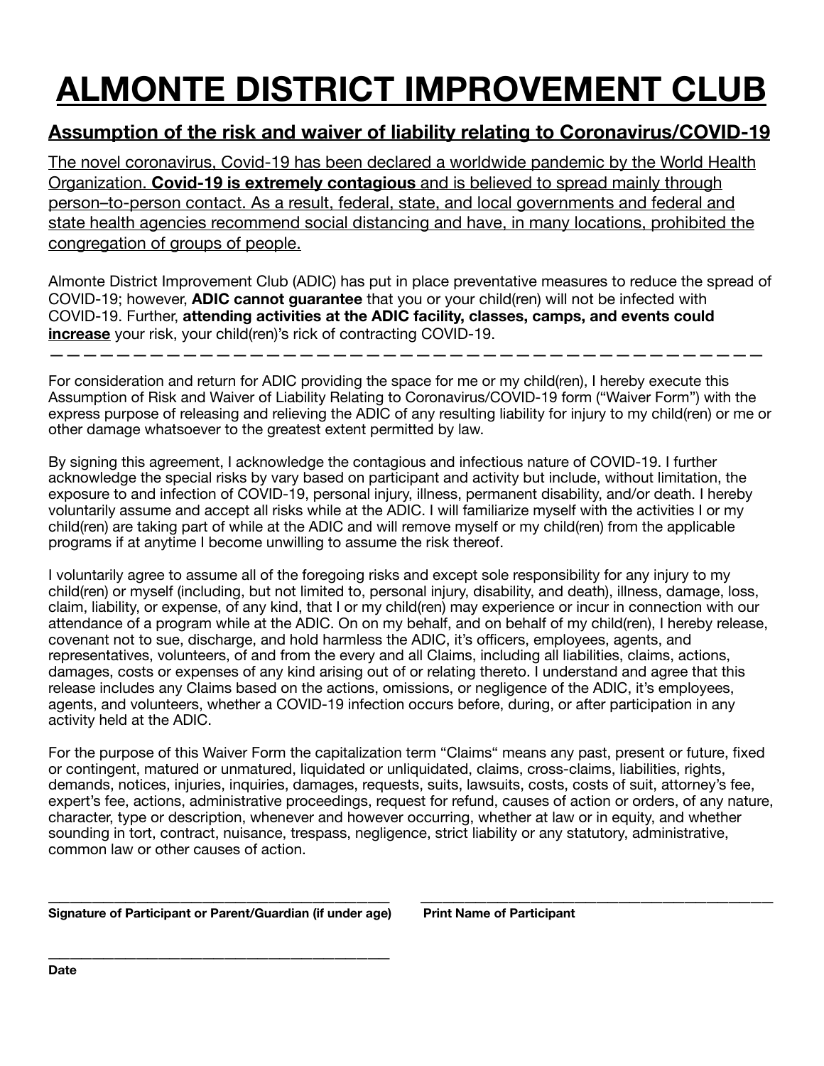# ALMONTE DISTRICT IMPROVEMENT CLUB

## Assumption of the risk and waiver of liability relating to Coronavirus/COVID-19

The novel coronavirus, Covid-19 has been declared a worldwide pandemic by the World Health Organization. **Covid-19 is extremely contagious** and is believed to spread mainly through person–to-person contact. As a result, federal, state, and local governments and federal and state health agencies recommend social distancing and have, in many locations, prohibited the congregation of groups of people.

Almonte District Improvement Club (ADIC) has put in place preventative measures to reduce the spread of COVID-19; however, **ADIC cannot guarantee** that you or your child(ren) will not be infected with COVID-19. Further, **attending activities at the ADIC facility, classes, camps, and events could increase** your risk, your child(ren)'s rick of contracting COVID-19.

---

For consideration and return for ADIC providing the space for me or my child(ren), I hereby execute this Assumption of Risk and Waiver of Liability Relating to Coronavirus/COVID-19 form ("Waiver Form") with the express purpose of releasing and relieving the ADIC of any resulting liability for injury to my child(ren) or me or other damage whatsoever to the greatest extent permitted by law.

By signing this agreement, I acknowledge the contagious and infectious nature of COVID-19. I further acknowledge the special risks by vary based on participant and activity but include, without limitation, the exposure to and infection of COVID-19, personal injury, illness, permanent disability, and/or death. I hereby voluntarily assume and accept all risks while at the ADIC. I will familiarize myself with the activities I or my child(ren) are taking part of while at the ADIC and will remove myself or my child(ren) from the applicable programs if at anytime I become unwilling to assume the risk thereof.

I voluntarily agree to assume all of the foregoing risks and except sole responsibility for any injury to my child(ren) or myself (including, but not limited to, personal injury, disability, and death), illness, damage, loss, claim, liability, or expense, of any kind, that I or my child(ren) may experience or incur in connection with our attendance of a program while at the ADIC. On on my behalf, and on behalf of my child(ren), I hereby release, covenant not to sue, discharge, and hold harmless the ADIC, it's officers, employees, agents, and representatives, volunteers, of and from the every and all Claims, including all liabilities, claims, actions, damages, costs or expenses of any kind arising out of or relating thereto. I understand and agree that this release includes any Claims based on the actions, omissions, or negligence of the ADIC, it's employees, agents, and volunteers, whether a COVID-19 infection occurs before, during, or after participation in any activity held at the ADIC.

For the purpose of this Waiver Form the capitalization term "Claims" means any past, present or future, fixed or contingent, matured or unmatured, liquidated or unliquidated, claims, cross-claims, liabilities, rights, demands, notices, injuries, inquiries, damages, requests, suits, lawsuits, costs, costs of suit, attorney's fee, expert's fee, actions, administrative proceedings, request for refund, causes of action or orders, of any nature, character, type or description, whenever and however occurring, whether at law or in equity, and whether sounding in tort, contract, nuisance, trespass, negligence, strict liability or any statutory, administrative, common law or other causes of action.

\_\_\_\_\_\_\_\_\_\_\_\_\_\_\_\_\_\_\_\_\_\_\_\_\_\_\_\_\_\_\_\_\_\_\_\_\_\_\_\_
**Signature of Participant or Parent/Guardian (if under age)**

\_\_\_\_\_\_\_\_\_\_\_\_\_\_\_\_\_\_\_\_\_\_\_\_\_\_\_\_\_\_\_\_\_\_\_\_\_\_\_\_
**Print Name of Participant**

\_\_\_\_\_\_\_\_\_\_\_\_\_\_\_\_\_\_\_\_\_\_\_\_\_\_\_\_\_\_\_\_\_\_\_\_\_\_\_\_
**Date**